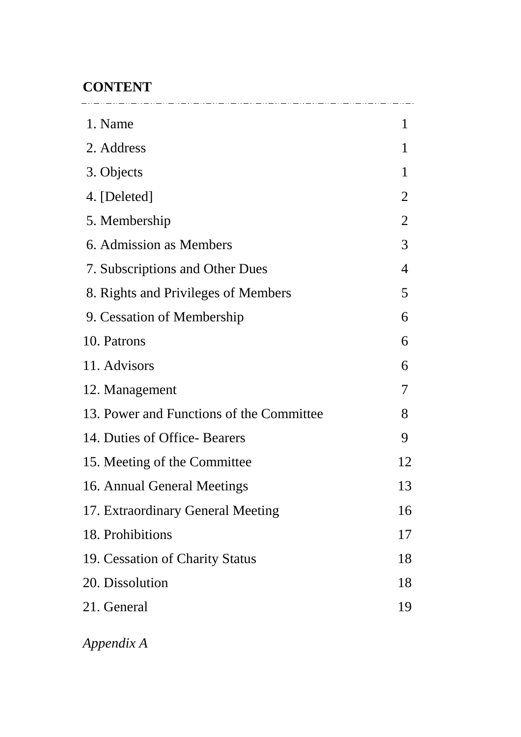**CONTENT**

| | |
|---|---|
| 1. Name | 1 |
| 2. Address | 1 |
| 3. Objects | 1 |
| 4. [Deleted] | 2 |
| 5. Membership | 2 |
| 6. Admission as Members | 3 |
| 7. Subscriptions and Other Dues | 4 |
| 8. Rights and Privileges of Members | 5 |
| 9. Cessation of Membership | 6 |
| 10. Patrons | 6 |
| 11. Advisors | 6 |
| 12. Management | 7 |
| 13. Power and Functions of the Committee | 8 |
| 14. Duties of Office- Bearers | 9 |
| 15. Meeting of the Committee | 12 |
| 16. Annual General Meetings | 13 |
| 17. Extraordinary General Meeting | 16 |
| 18. Prohibitions | 17 |
| 19. Cessation of Charity Status | 18 |
| 20. Dissolution | 18 |
| 21. General | 19 |

*Appendix A*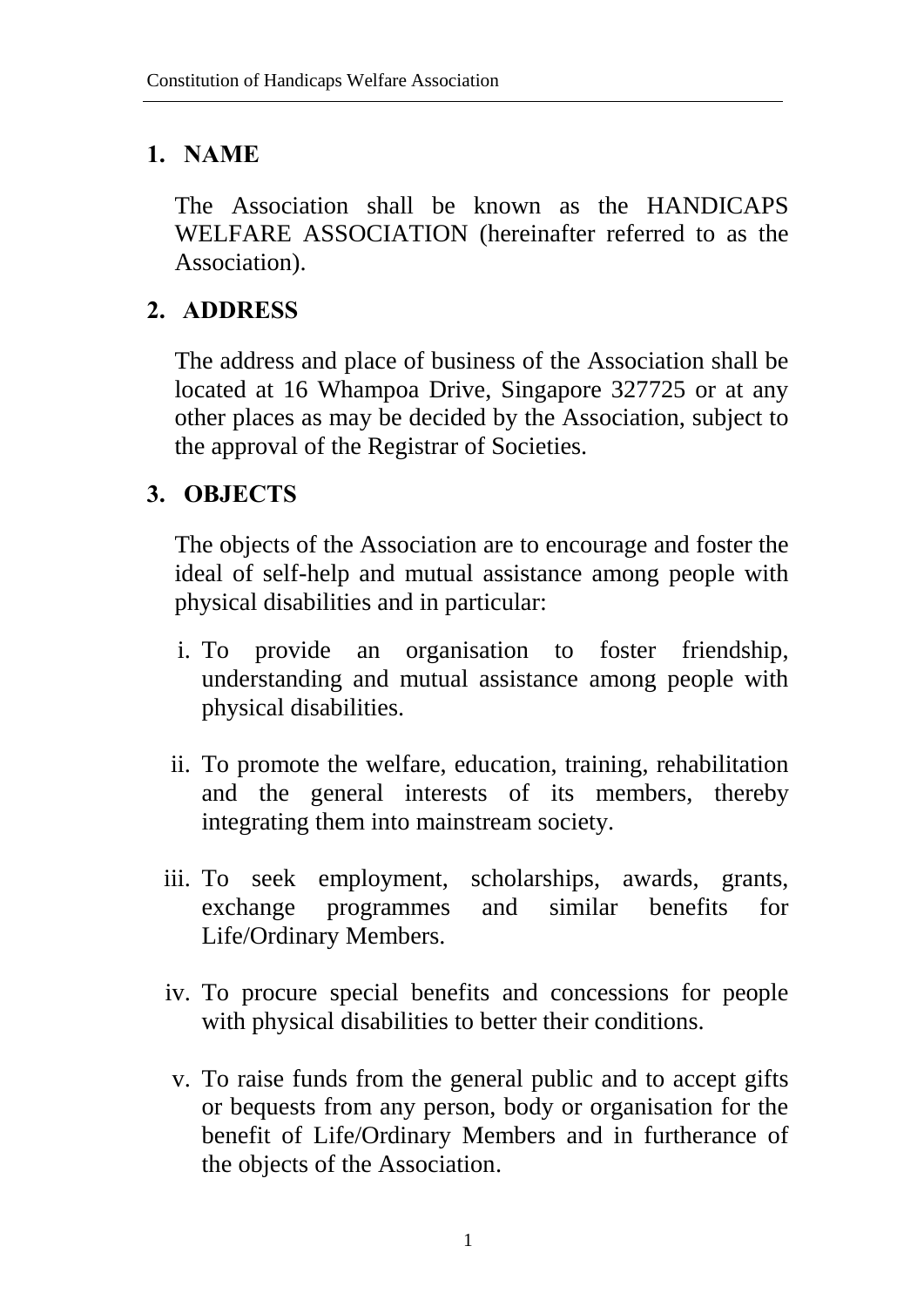## 1. NAME

The Association shall be known as the HANDICAPS WELFARE ASSOCIATION (hereinafter referred to as the Association).

## 2. ADDRESS

The address and place of business of the Association shall be located at 16 Whampoa Drive, Singapore 327725 or at any other places as may be decided by the Association, subject to the approval of the Registrar of Societies.

## 3. OBJECTS

The objects of the Association are to encourage and foster the ideal of self-help and mutual assistance among people with physical disabilities and in particular:

i. To provide an organisation to foster friendship, understanding and mutual assistance among people with physical disabilities.

ii. To promote the welfare, education, training, rehabilitation and the general interests of its members, thereby integrating them into mainstream society.

iii. To seek employment, scholarships, awards, grants, exchange programmes and similar benefits for Life/Ordinary Members.

iv. To procure special benefits and concessions for people with physical disabilities to better their conditions.

v. To raise funds from the general public and to accept gifts or bequests from any person, body or organisation for the benefit of Life/Ordinary Members and in furtherance of the objects of the Association.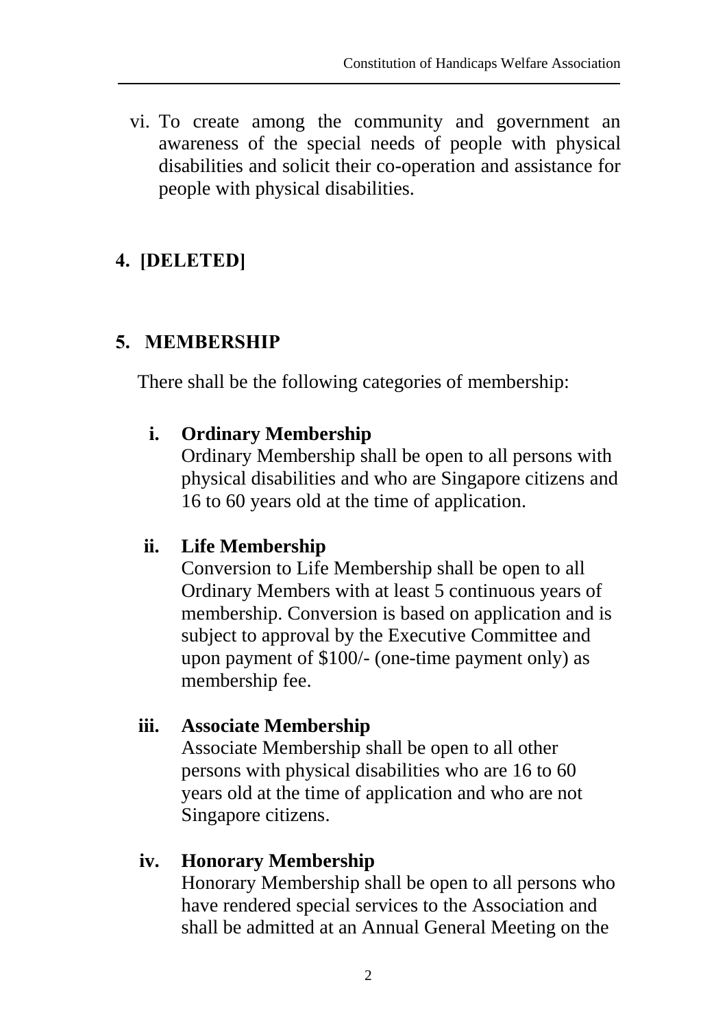vi. To create among the community and government an awareness of the special needs of people with physical disabilities and solicit their co-operation and assistance for people with physical disabilities.

## 4. [DELETED]

## 5. MEMBERSHIP

There shall be the following categories of membership:

**i. Ordinary Membership**
Ordinary Membership shall be open to all persons with physical disabilities and who are Singapore citizens and 16 to 60 years old at the time of application.

**ii. Life Membership**
Conversion to Life Membership shall be open to all Ordinary Members with at least 5 continuous years of membership. Conversion is based on application and is subject to approval by the Executive Committee and upon payment of $100/- (one-time payment only) as membership fee.

**iii. Associate Membership**
Associate Membership shall be open to all other persons with physical disabilities who are 16 to 60 years old at the time of application and who are not Singapore citizens.

**iv. Honorary Membership**
Honorary Membership shall be open to all persons who have rendered special services to the Association and shall be admitted at an Annual General Meeting on the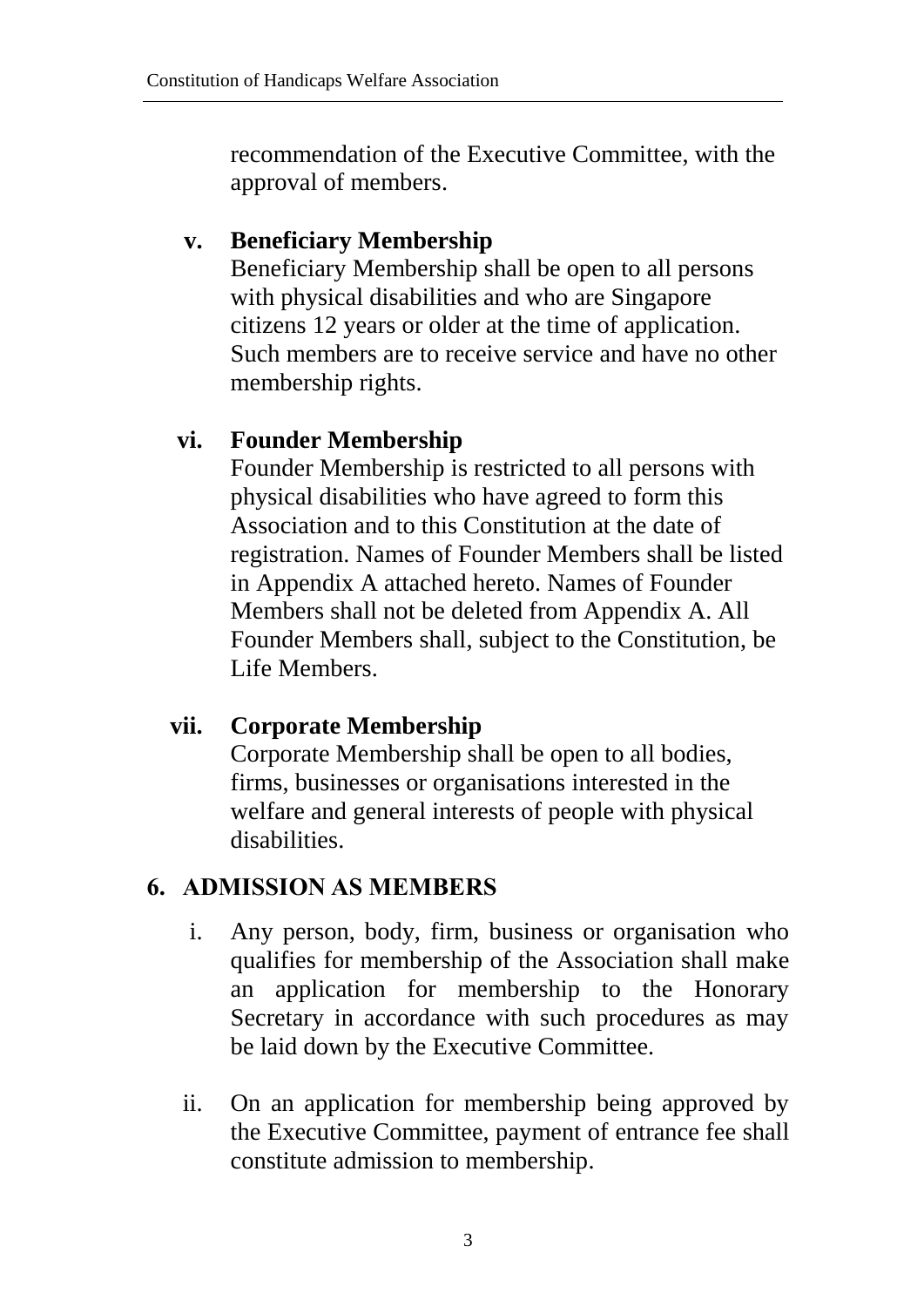recommendation of the Executive Committee, with the approval of members.

v. **Beneficiary Membership**
   Beneficiary Membership shall be open to all persons with physical disabilities and who are Singapore citizens 12 years or older at the time of application. Such members are to receive service and have no other membership rights.

vi. **Founder Membership**
   Founder Membership is restricted to all persons with physical disabilities who have agreed to form this Association and to this Constitution at the date of registration. Names of Founder Members shall be listed in Appendix A attached hereto. Names of Founder Members shall not be deleted from Appendix A. All Founder Members shall, subject to the Constitution, be Life Members.

vii. **Corporate Membership**
   Corporate Membership shall be open to all bodies, firms, businesses or organisations interested in the welfare and general interests of people with physical disabilities.

## 6. ADMISSION AS MEMBERS

i. Any person, body, firm, business or organisation who qualifies for membership of the Association shall make an application for membership to the Honorary Secretary in accordance with such procedures as may be laid down by the Executive Committee.

ii. On an application for membership being approved by the Executive Committee, payment of entrance fee shall constitute admission to membership.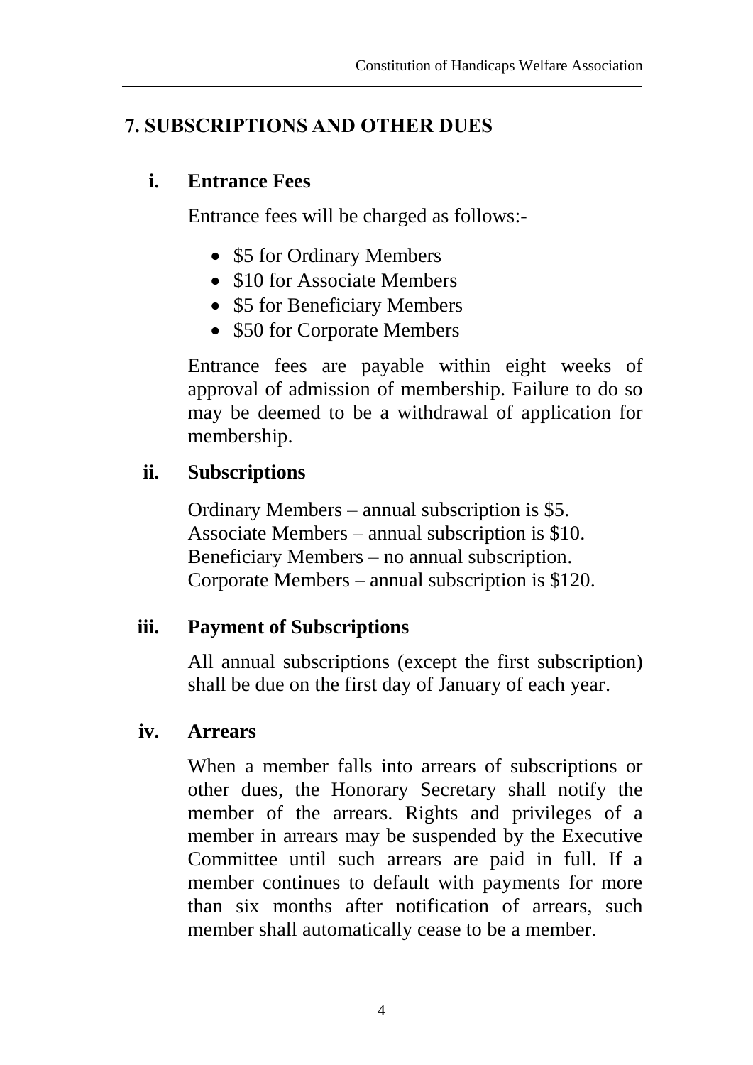## 7. SUBSCRIPTIONS AND OTHER DUES

### i. Entrance Fees

Entrance fees will be charged as follows:-

- $5 for Ordinary Members
- $10 for Associate Members
- $5 for Beneficiary Members
- $50 for Corporate Members

Entrance fees are payable within eight weeks of approval of admission of membership. Failure to do so may be deemed to be a withdrawal of application for membership.

### ii. Subscriptions

Ordinary Members – annual subscription is $5.
Associate Members – annual subscription is $10.
Beneficiary Members – no annual subscription.
Corporate Members – annual subscription is $120.

### iii. Payment of Subscriptions

All annual subscriptions (except the first subscription) shall be due on the first day of January of each year.

### iv. Arrears

When a member falls into arrears of subscriptions or other dues, the Honorary Secretary shall notify the member of the arrears. Rights and privileges of a member in arrears may be suspended by the Executive Committee until such arrears are paid in full. If a member continues to default with payments for more than six months after notification of arrears, such member shall automatically cease to be a member.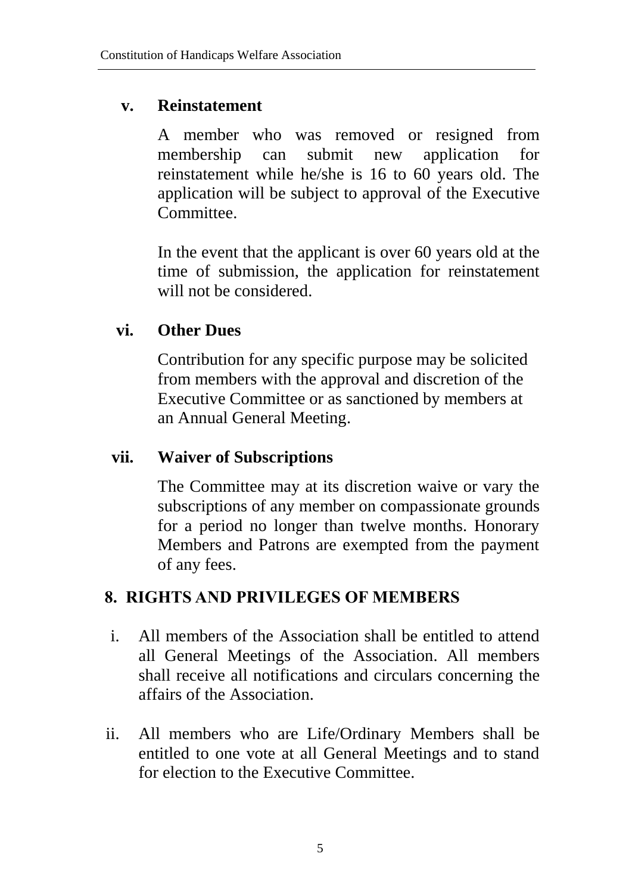### v. Reinstatement

A member who was removed or resigned from membership can submit new application for reinstatement while he/she is 16 to 60 years old. The application will be subject to approval of the Executive Committee.

In the event that the applicant is over 60 years old at the time of submission, the application for reinstatement will not be considered.

### vi. Other Dues

Contribution for any specific purpose may be solicited from members with the approval and discretion of the Executive Committee or as sanctioned by members at an Annual General Meeting.

### vii. Waiver of Subscriptions

The Committee may at its discretion waive or vary the subscriptions of any member on compassionate grounds for a period no longer than twelve months. Honorary Members and Patrons are exempted from the payment of any fees.

## 8. RIGHTS AND PRIVILEGES OF MEMBERS

i. All members of the Association shall be entitled to attend all General Meetings of the Association. All members shall receive all notifications and circulars concerning the affairs of the Association.

ii. All members who are Life/Ordinary Members shall be entitled to one vote at all General Meetings and to stand for election to the Executive Committee.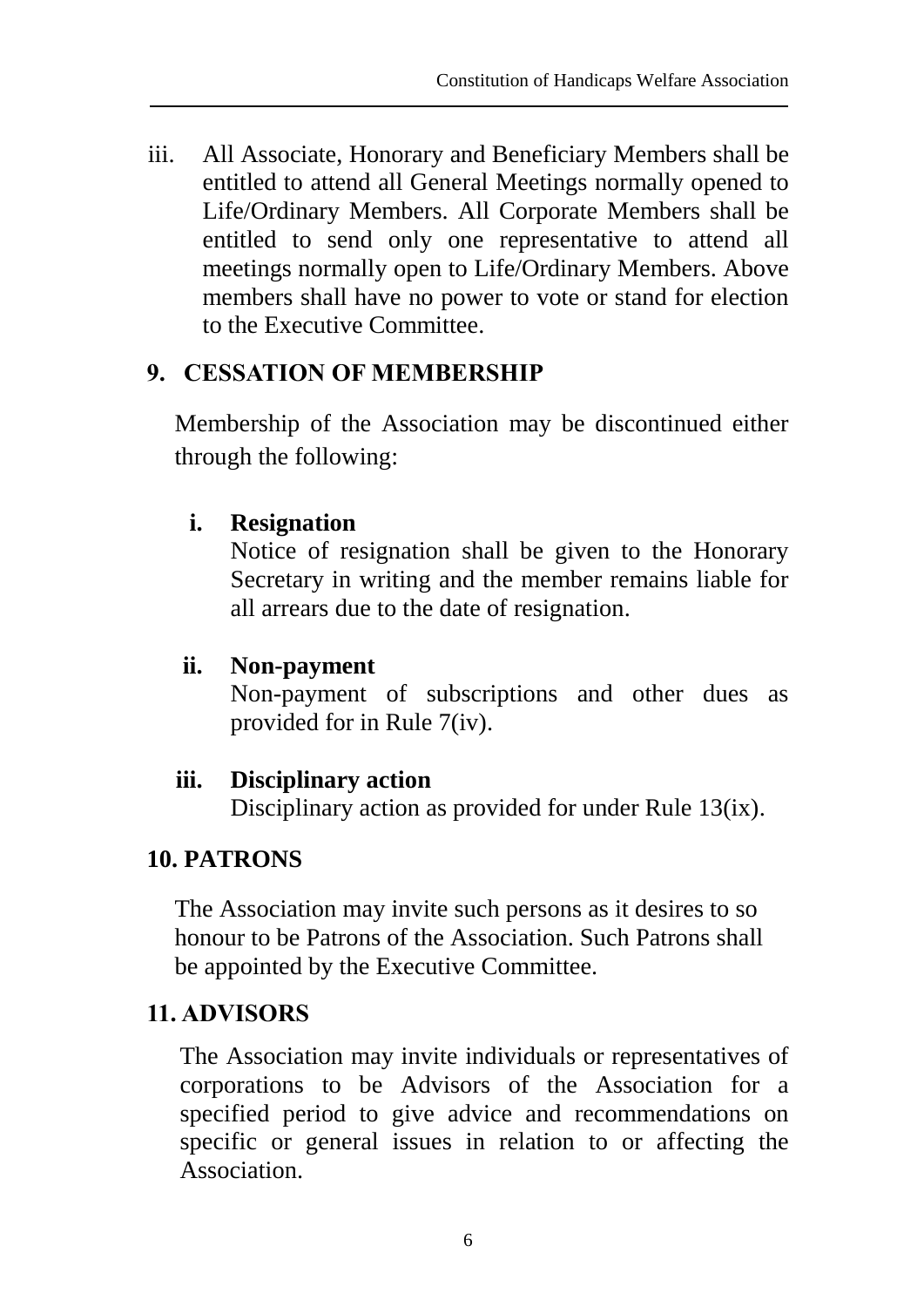iii. All Associate, Honorary and Beneficiary Members shall be entitled to attend all General Meetings normally opened to Life/Ordinary Members. All Corporate Members shall be entitled to send only one representative to attend all meetings normally open to Life/Ordinary Members. Above members shall have no power to vote or stand for election to the Executive Committee.

## 9. CESSATION OF MEMBERSHIP

Membership of the Association may be discontinued either through the following:

**i. Resignation**

Notice of resignation shall be given to the Honorary Secretary in writing and the member remains liable for all arrears due to the date of resignation.

**ii. Non-payment**

Non-payment of subscriptions and other dues as provided for in Rule 7(iv).

**iii. Disciplinary action**

Disciplinary action as provided for under Rule 13(ix).

## 10. PATRONS

The Association may invite such persons as it desires to so honour to be Patrons of the Association. Such Patrons shall be appointed by the Executive Committee.

## 11. ADVISORS

The Association may invite individuals or representatives of corporations to be Advisors of the Association for a specified period to give advice and recommendations on specific or general issues in relation to or affecting the Association.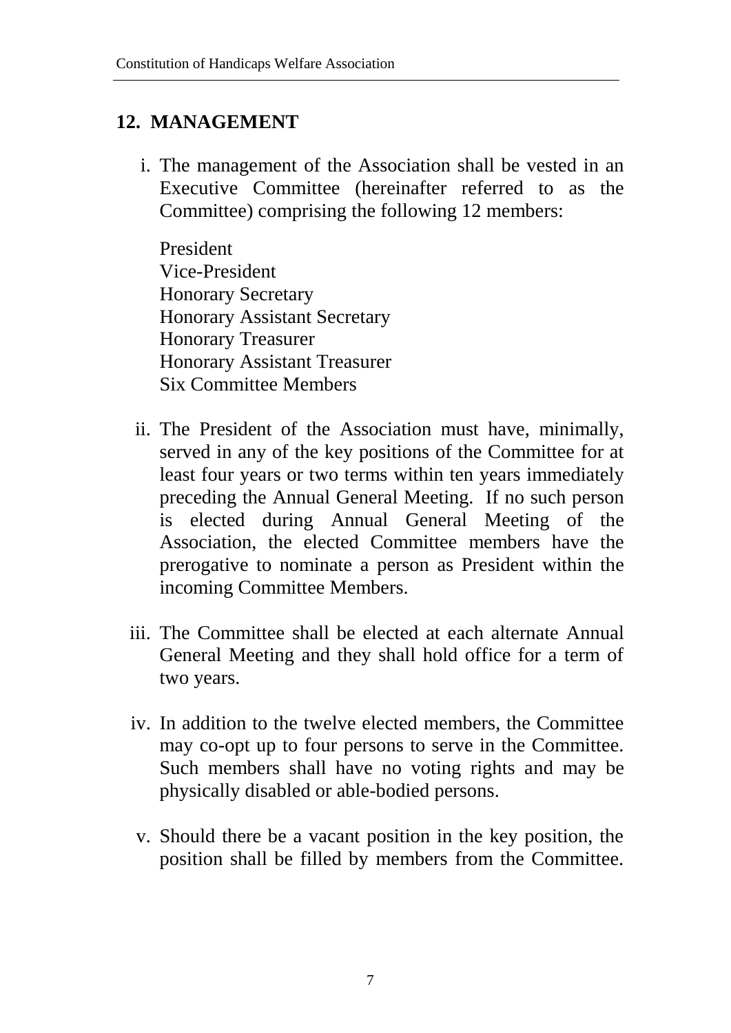## 12. MANAGEMENT

i. The management of the Association shall be vested in an Executive Committee (hereinafter referred to as the Committee) comprising the following 12 members:

   President
   Vice-President
   Honorary Secretary
   Honorary Assistant Secretary
   Honorary Treasurer
   Honorary Assistant Treasurer
   Six Committee Members

ii. The President of the Association must have, minimally, served in any of the key positions of the Committee for at least four years or two terms within ten years immediately preceding the Annual General Meeting. If no such person is elected during Annual General Meeting of the Association, the elected Committee members have the prerogative to nominate a person as President within the incoming Committee Members.

iii. The Committee shall be elected at each alternate Annual General Meeting and they shall hold office for a term of two years.

iv. In addition to the twelve elected members, the Committee may co-opt up to four persons to serve in the Committee. Such members shall have no voting rights and may be physically disabled or able-bodied persons.

v. Should there be a vacant position in the key position, the position shall be filled by members from the Committee.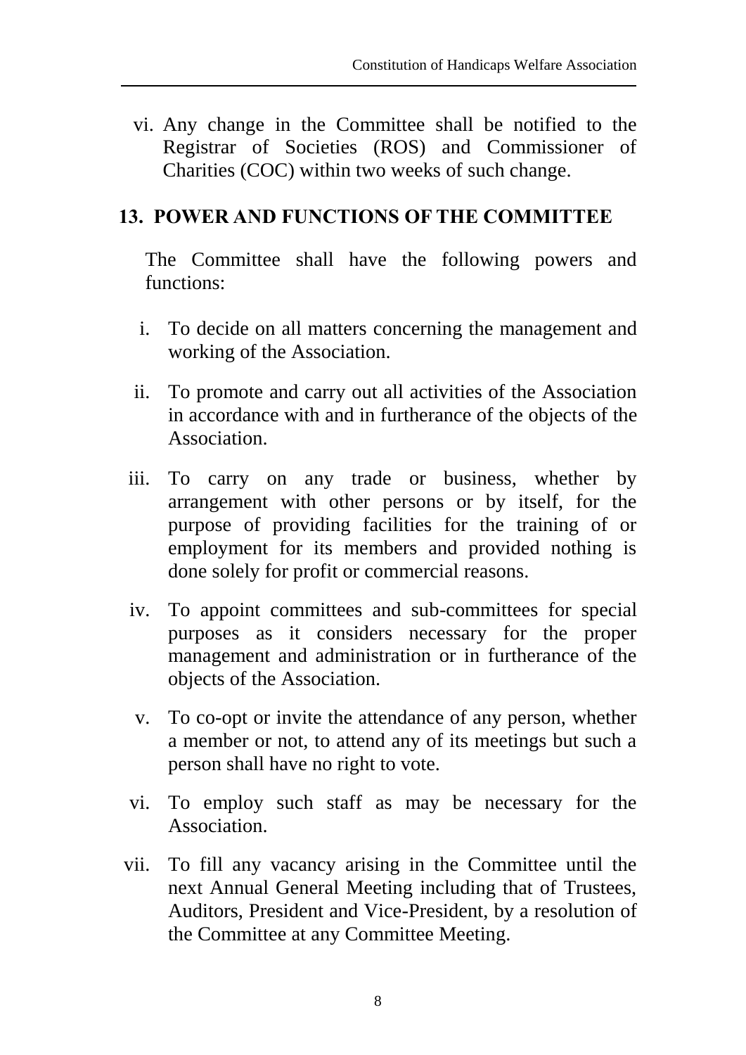vi. Any change in the Committee shall be notified to the Registrar of Societies (ROS) and Commissioner of Charities (COC) within two weeks of such change.

## 13. POWER AND FUNCTIONS OF THE COMMITTEE

The Committee shall have the following powers and functions:

i. To decide on all matters concerning the management and working of the Association.

ii. To promote and carry out all activities of the Association in accordance with and in furtherance of the objects of the Association.

iii. To carry on any trade or business, whether by arrangement with other persons or by itself, for the purpose of providing facilities for the training of or employment for its members and provided nothing is done solely for profit or commercial reasons.

iv. To appoint committees and sub-committees for special purposes as it considers necessary for the proper management and administration or in furtherance of the objects of the Association.

v. To co-opt or invite the attendance of any person, whether a member or not, to attend any of its meetings but such a person shall have no right to vote.

vi. To employ such staff as may be necessary for the Association.

vii. To fill any vacancy arising in the Committee until the next Annual General Meeting including that of Trustees, Auditors, President and Vice-President, by a resolution of the Committee at any Committee Meeting.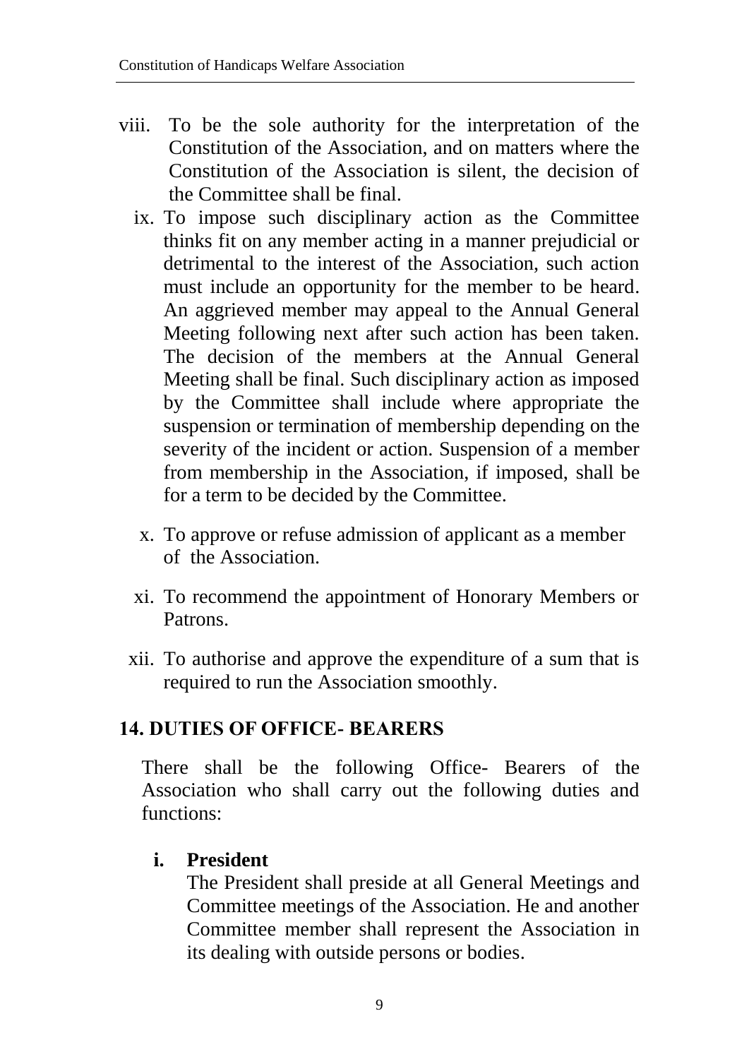viii. To be the sole authority for the interpretation of the Constitution of the Association, and on matters where the Constitution of the Association is silent, the decision of the Committee shall be final.

ix. To impose such disciplinary action as the Committee thinks fit on any member acting in a manner prejudicial or detrimental to the interest of the Association, such action must include an opportunity for the member to be heard. An aggrieved member may appeal to the Annual General Meeting following next after such action has been taken. The decision of the members at the Annual General Meeting shall be final. Such disciplinary action as imposed by the Committee shall include where appropriate the suspension or termination of membership depending on the severity of the incident or action. Suspension of a member from membership in the Association, if imposed, shall be for a term to be decided by the Committee.

x. To approve or refuse admission of applicant as a member of the Association.

xi. To recommend the appointment of Honorary Members or Patrons.

xii. To authorise and approve the expenditure of a sum that is required to run the Association smoothly.

## 14. DUTIES OF OFFICE- BEARERS

There shall be the following Office- Bearers of the Association who shall carry out the following duties and functions:

### i. President

The President shall preside at all General Meetings and Committee meetings of the Association. He and another Committee member shall represent the Association in its dealing with outside persons or bodies.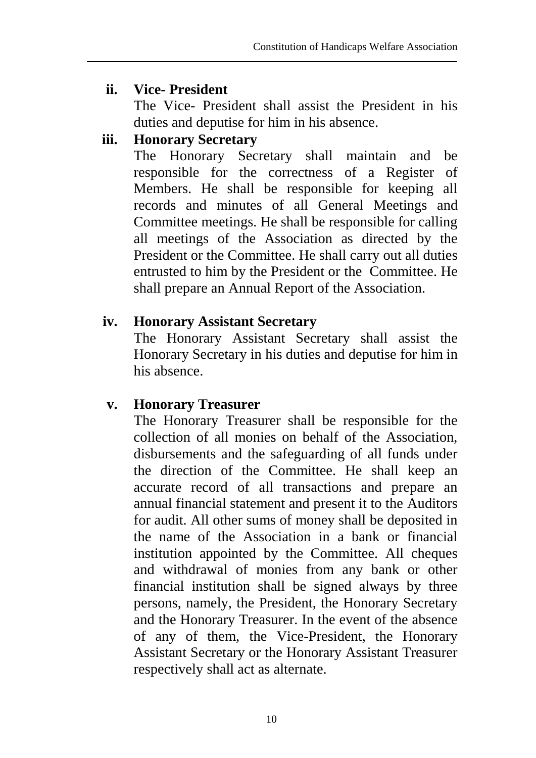**ii. Vice- President**

The Vice- President shall assist the President in his duties and deputise for him in his absence.

**iii. Honorary Secretary**

The Honorary Secretary shall maintain and be responsible for the correctness of a Register of Members. He shall be responsible for keeping all records and minutes of all General Meetings and Committee meetings. He shall be responsible for calling all meetings of the Association as directed by the President or the Committee. He shall carry out all duties entrusted to him by the President or the Committee. He shall prepare an Annual Report of the Association.

**iv. Honorary Assistant Secretary**

The Honorary Assistant Secretary shall assist the Honorary Secretary in his duties and deputise for him in his absence.

**v. Honorary Treasurer**

The Honorary Treasurer shall be responsible for the collection of all monies on behalf of the Association, disbursements and the safeguarding of all funds under the direction of the Committee. He shall keep an accurate record of all transactions and prepare an annual financial statement and present it to the Auditors for audit. All other sums of money shall be deposited in the name of the Association in a bank or financial institution appointed by the Committee. All cheques and withdrawal of monies from any bank or other financial institution shall be signed always by three persons, namely, the President, the Honorary Secretary and the Honorary Treasurer. In the event of the absence of any of them, the Vice-President, the Honorary Assistant Secretary or the Honorary Assistant Treasurer respectively shall act as alternate.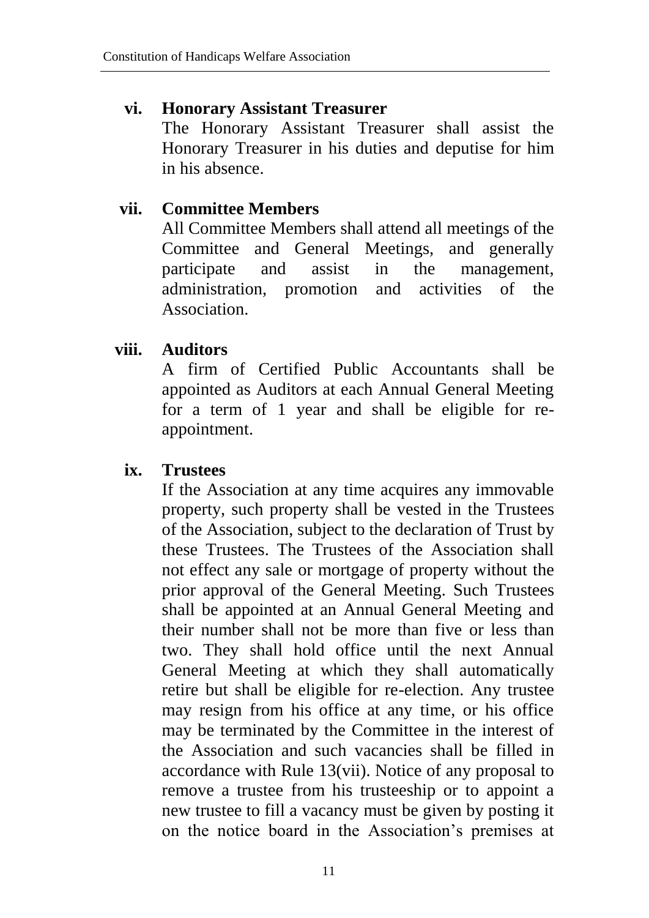**vi. Honorary Assistant Treasurer**

The Honorary Assistant Treasurer shall assist the Honorary Treasurer in his duties and deputise for him in his absence.

**vii. Committee Members**

All Committee Members shall attend all meetings of the Committee and General Meetings, and generally participate and assist in the management, administration, promotion and activities of the Association.

**viii. Auditors**

A firm of Certified Public Accountants shall be appointed as Auditors at each Annual General Meeting for a term of 1 year and shall be eligible for re-appointment.

**ix. Trustees**

If the Association at any time acquires any immovable property, such property shall be vested in the Trustees of the Association, subject to the declaration of Trust by these Trustees. The Trustees of the Association shall not effect any sale or mortgage of property without the prior approval of the General Meeting. Such Trustees shall be appointed at an Annual General Meeting and their number shall not be more than five or less than two. They shall hold office until the next Annual General Meeting at which they shall automatically retire but shall be eligible for re-election. Any trustee may resign from his office at any time, or his office may be terminated by the Committee in the interest of the Association and such vacancies shall be filled in accordance with Rule 13(vii). Notice of any proposal to remove a trustee from his trusteeship or to appoint a new trustee to fill a vacancy must be given by posting it on the notice board in the Association's premises at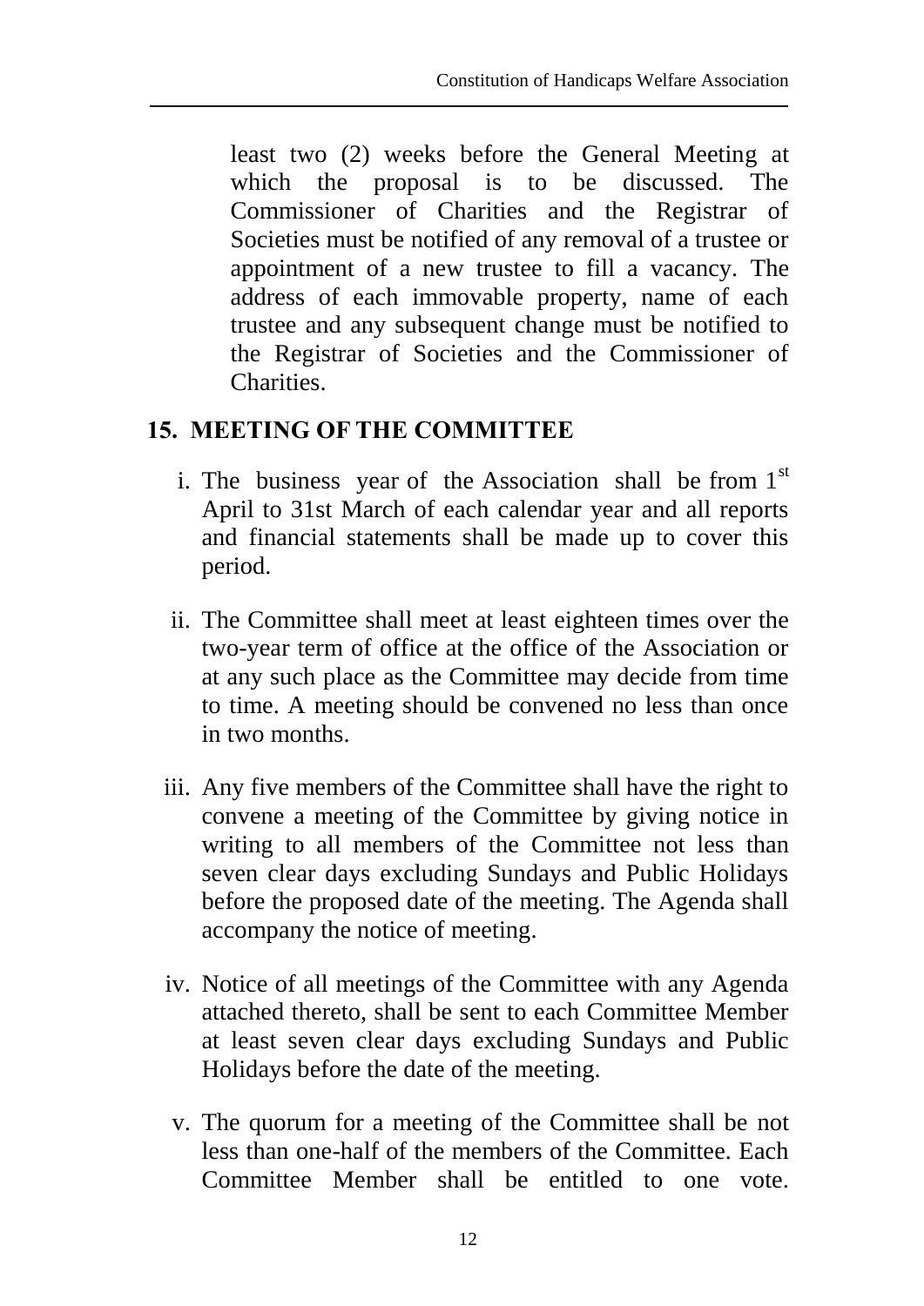least two (2) weeks before the General Meeting at which the proposal is to be discussed. The Commissioner of Charities and the Registrar of Societies must be notified of any removal of a trustee or appointment of a new trustee to fill a vacancy. The address of each immovable property, name of each trustee and any subsequent change must be notified to the Registrar of Societies and the Commissioner of Charities.

## 15. MEETING OF THE COMMITTEE

i. The business year of the Association shall be from 1st April to 31st March of each calendar year and all reports and financial statements shall be made up to cover this period.

ii. The Committee shall meet at least eighteen times over the two-year term of office at the office of the Association or at any such place as the Committee may decide from time to time. A meeting should be convened no less than once in two months.

iii. Any five members of the Committee shall have the right to convene a meeting of the Committee by giving notice in writing to all members of the Committee not less than seven clear days excluding Sundays and Public Holidays before the proposed date of the meeting. The Agenda shall accompany the notice of meeting.

iv. Notice of all meetings of the Committee with any Agenda attached thereto, shall be sent to each Committee Member at least seven clear days excluding Sundays and Public Holidays before the date of the meeting.

v. The quorum for a meeting of the Committee shall be not less than one-half of the members of the Committee. Each Committee Member shall be entitled to one vote.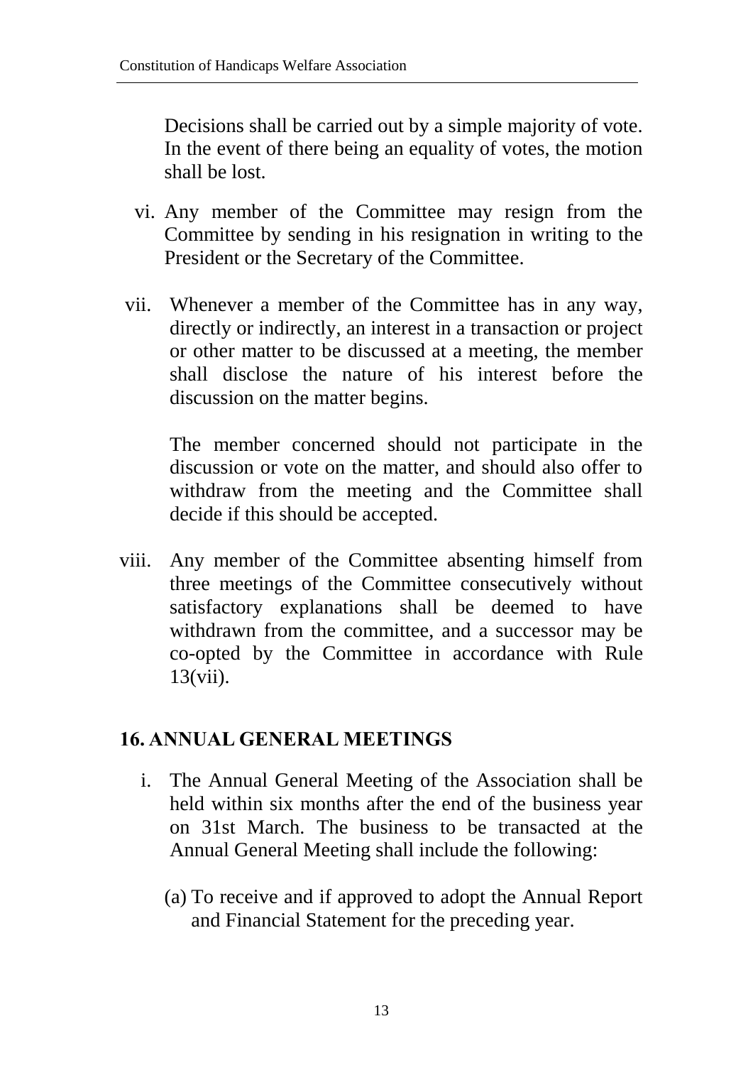Decisions shall be carried out by a simple majority of vote. In the event of there being an equality of votes, the motion shall be lost.

vi. Any member of the Committee may resign from the Committee by sending in his resignation in writing to the President or the Secretary of the Committee.

vii. Whenever a member of the Committee has in any way, directly or indirectly, an interest in a transaction or project or other matter to be discussed at a meeting, the member shall disclose the nature of his interest before the discussion on the matter begins.

The member concerned should not participate in the discussion or vote on the matter, and should also offer to withdraw from the meeting and the Committee shall decide if this should be accepted.

viii. Any member of the Committee absenting himself from three meetings of the Committee consecutively without satisfactory explanations shall be deemed to have withdrawn from the committee, and a successor may be co-opted by the Committee in accordance with Rule 13(vii).

## 16. ANNUAL GENERAL MEETINGS

i. The Annual General Meeting of the Association shall be held within six months after the end of the business year on 31st March. The business to be transacted at the Annual General Meeting shall include the following:

(a) To receive and if approved to adopt the Annual Report and Financial Statement for the preceding year.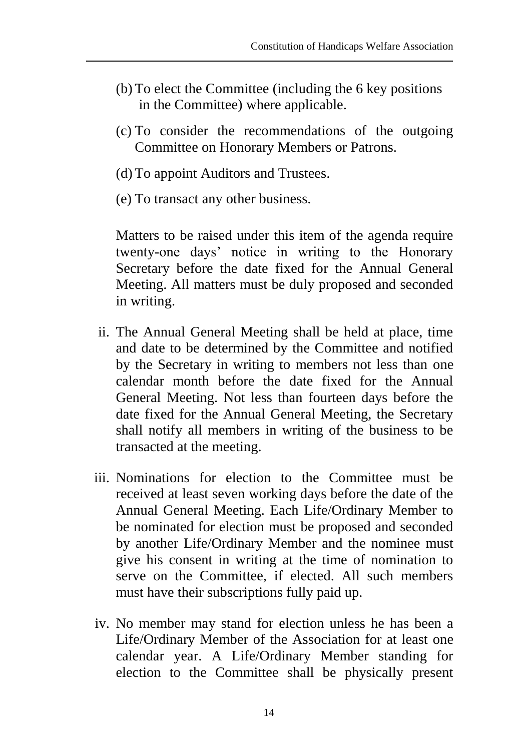(b) To elect the Committee (including the 6 key positions in the Committee) where applicable.

(c) To consider the recommendations of the outgoing Committee on Honorary Members or Patrons.

(d) To appoint Auditors and Trustees.

(e) To transact any other business.

Matters to be raised under this item of the agenda require twenty-one days' notice in writing to the Honorary Secretary before the date fixed for the Annual General Meeting. All matters must be duly proposed and seconded in writing.

ii. The Annual General Meeting shall be held at place, time and date to be determined by the Committee and notified by the Secretary in writing to members not less than one calendar month before the date fixed for the Annual General Meeting. Not less than fourteen days before the date fixed for the Annual General Meeting, the Secretary shall notify all members in writing of the business to be transacted at the meeting.

iii. Nominations for election to the Committee must be received at least seven working days before the date of the Annual General Meeting. Each Life/Ordinary Member to be nominated for election must be proposed and seconded by another Life/Ordinary Member and the nominee must give his consent in writing at the time of nomination to serve on the Committee, if elected. All such members must have their subscriptions fully paid up.

iv. No member may stand for election unless he has been a Life/Ordinary Member of the Association for at least one calendar year. A Life/Ordinary Member standing for election to the Committee shall be physically present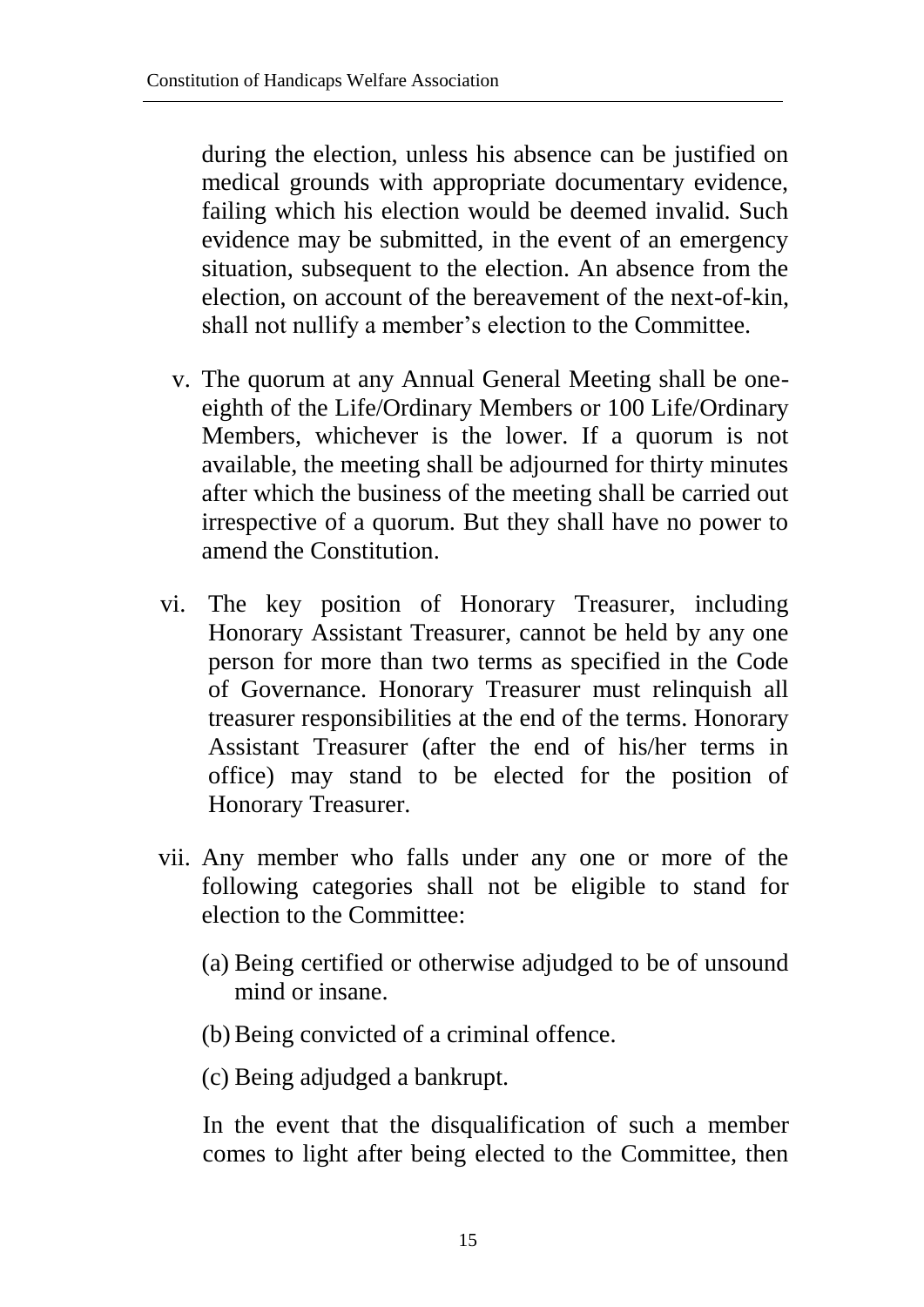during the election, unless his absence can be justified on medical grounds with appropriate documentary evidence, failing which his election would be deemed invalid. Such evidence may be submitted, in the event of an emergency situation, subsequent to the election. An absence from the election, on account of the bereavement of the next-of-kin, shall not nullify a member's election to the Committee.

v. The quorum at any Annual General Meeting shall be one-eighth of the Life/Ordinary Members or 100 Life/Ordinary Members, whichever is the lower. If a quorum is not available, the meeting shall be adjourned for thirty minutes after which the business of the meeting shall be carried out irrespective of a quorum. But they shall have no power to amend the Constitution.

vi. The key position of Honorary Treasurer, including Honorary Assistant Treasurer, cannot be held by any one person for more than two terms as specified in the Code of Governance. Honorary Treasurer must relinquish all treasurer responsibilities at the end of the terms. Honorary Assistant Treasurer (after the end of his/her terms in office) may stand to be elected for the position of Honorary Treasurer.

vii. Any member who falls under any one or more of the following categories shall not be eligible to stand for election to the Committee:

   (a) Being certified or otherwise adjudged to be of unsound mind or insane.

   (b) Being convicted of a criminal offence.

   (c) Being adjudged a bankrupt.

   In the event that the disqualification of such a member comes to light after being elected to the Committee, then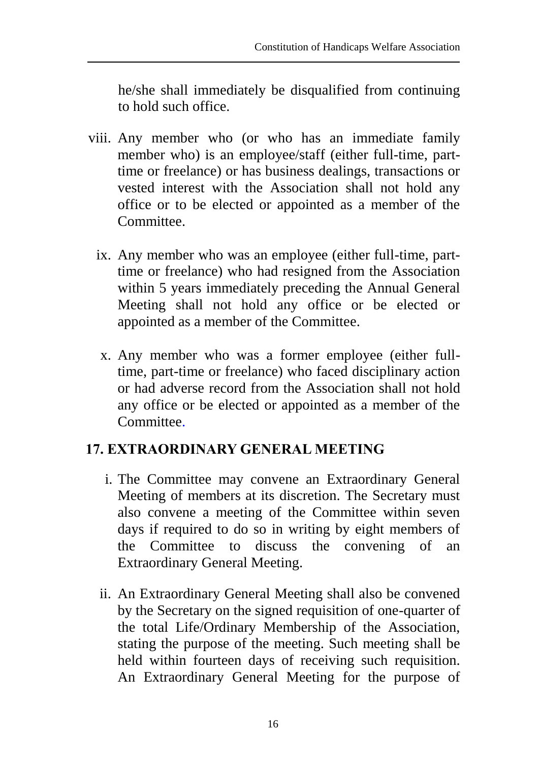he/she shall immediately be disqualified from continuing to hold such office.

viii. Any member who (or who has an immediate family member who) is an employee/staff (either full-time, part-time or freelance) or has business dealings, transactions or vested interest with the Association shall not hold any office or to be elected or appointed as a member of the Committee.

ix. Any member who was an employee (either full-time, part-time or freelance) who had resigned from the Association within 5 years immediately preceding the Annual General Meeting shall not hold any office or be elected or appointed as a member of the Committee.

x. Any member who was a former employee (either full-time, part-time or freelance) who faced disciplinary action or had adverse record from the Association shall not hold any office or be elected or appointed as a member of the Committee.

## 17. EXTRAORDINARY GENERAL MEETING

i. The Committee may convene an Extraordinary General Meeting of members at its discretion. The Secretary must also convene a meeting of the Committee within seven days if required to do so in writing by eight members of the Committee to discuss the convening of an Extraordinary General Meeting.

ii. An Extraordinary General Meeting shall also be convened by the Secretary on the signed requisition of one-quarter of the total Life/Ordinary Membership of the Association, stating the purpose of the meeting. Such meeting shall be held within fourteen days of receiving such requisition. An Extraordinary General Meeting for the purpose of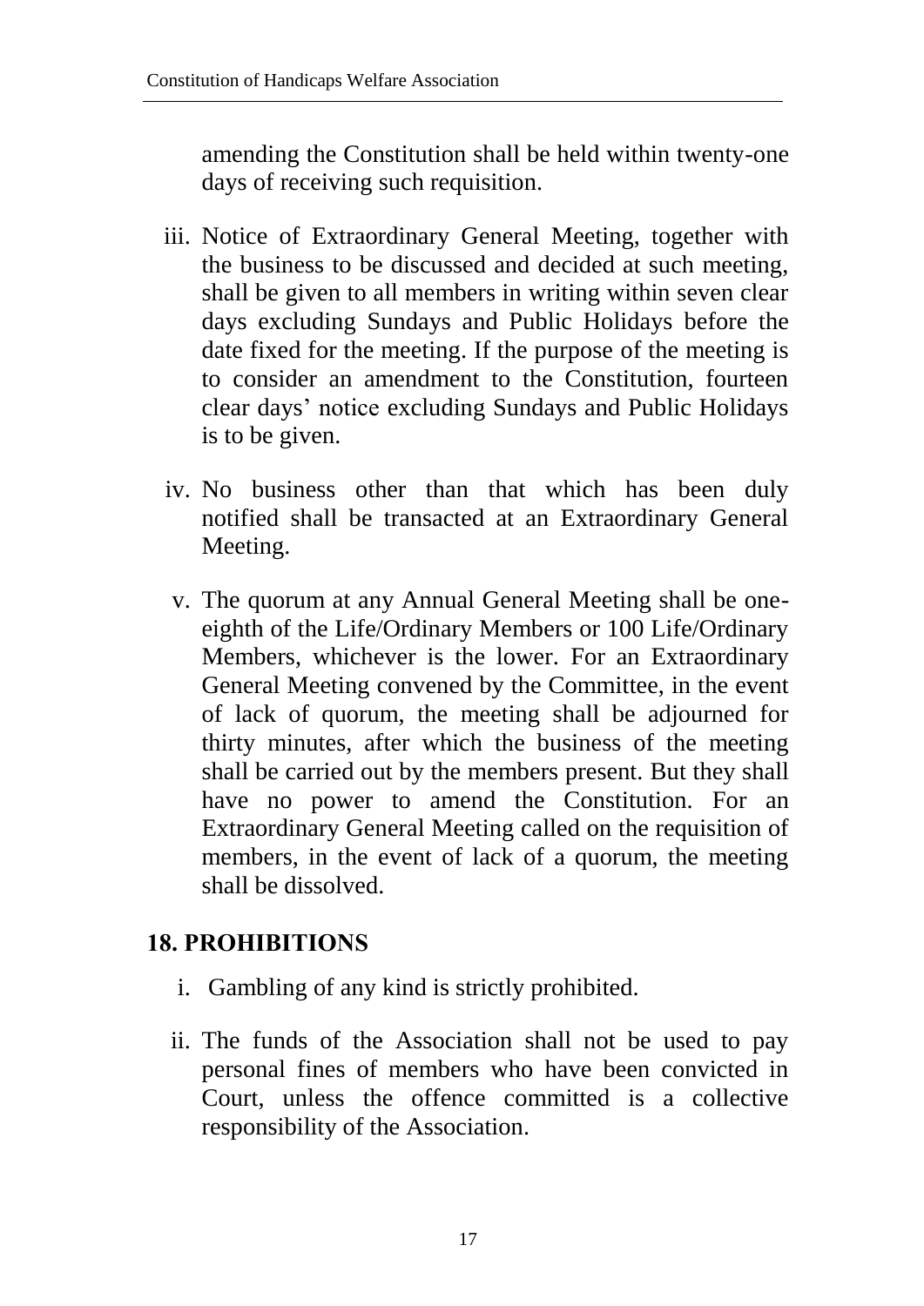amending the Constitution shall be held within twenty-one days of receiving such requisition.

iii. Notice of Extraordinary General Meeting, together with the business to be discussed and decided at such meeting, shall be given to all members in writing within seven clear days excluding Sundays and Public Holidays before the date fixed for the meeting. If the purpose of the meeting is to consider an amendment to the Constitution, fourteen clear days' notice excluding Sundays and Public Holidays is to be given.

iv. No business other than that which has been duly notified shall be transacted at an Extraordinary General Meeting.

v. The quorum at any Annual General Meeting shall be one-eighth of the Life/Ordinary Members or 100 Life/Ordinary Members, whichever is the lower. For an Extraordinary General Meeting convened by the Committee, in the event of lack of quorum, the meeting shall be adjourned for thirty minutes, after which the business of the meeting shall be carried out by the members present. But they shall have no power to amend the Constitution. For an Extraordinary General Meeting called on the requisition of members, in the event of lack of a quorum, the meeting shall be dissolved.

## 18. PROHIBITIONS

i. Gambling of any kind is strictly prohibited.

ii. The funds of the Association shall not be used to pay personal fines of members who have been convicted in Court, unless the offence committed is a collective responsibility of the Association.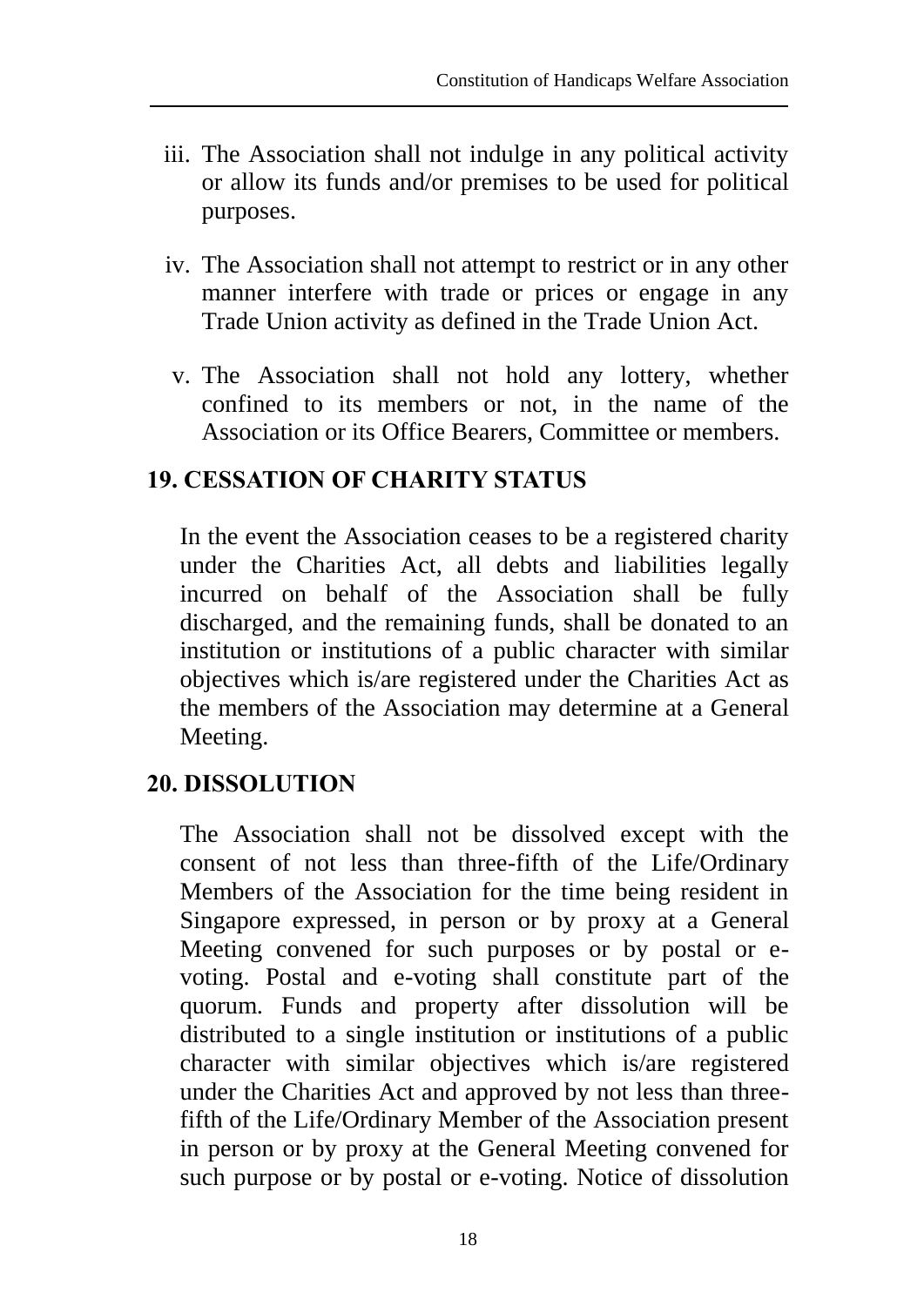iii. The Association shall not indulge in any political activity or allow its funds and/or premises to be used for political purposes.

iv. The Association shall not attempt to restrict or in any other manner interfere with trade or prices or engage in any Trade Union activity as defined in the Trade Union Act.

v. The Association shall not hold any lottery, whether confined to its members or not, in the name of the Association or its Office Bearers, Committee or members.

## 19. CESSATION OF CHARITY STATUS

In the event the Association ceases to be a registered charity under the Charities Act, all debts and liabilities legally incurred on behalf of the Association shall be fully discharged, and the remaining funds, shall be donated to an institution or institutions of a public character with similar objectives which is/are registered under the Charities Act as the members of the Association may determine at a General Meeting.

## 20. DISSOLUTION

The Association shall not be dissolved except with the consent of not less than three-fifth of the Life/Ordinary Members of the Association for the time being resident in Singapore expressed, in person or by proxy at a General Meeting convened for such purposes or by postal or e-voting. Postal and e-voting shall constitute part of the quorum. Funds and property after dissolution will be distributed to a single institution or institutions of a public character with similar objectives which is/are registered under the Charities Act and approved by not less than three-fifth of the Life/Ordinary Member of the Association present in person or by proxy at the General Meeting convened for such purpose or by postal or e-voting. Notice of dissolution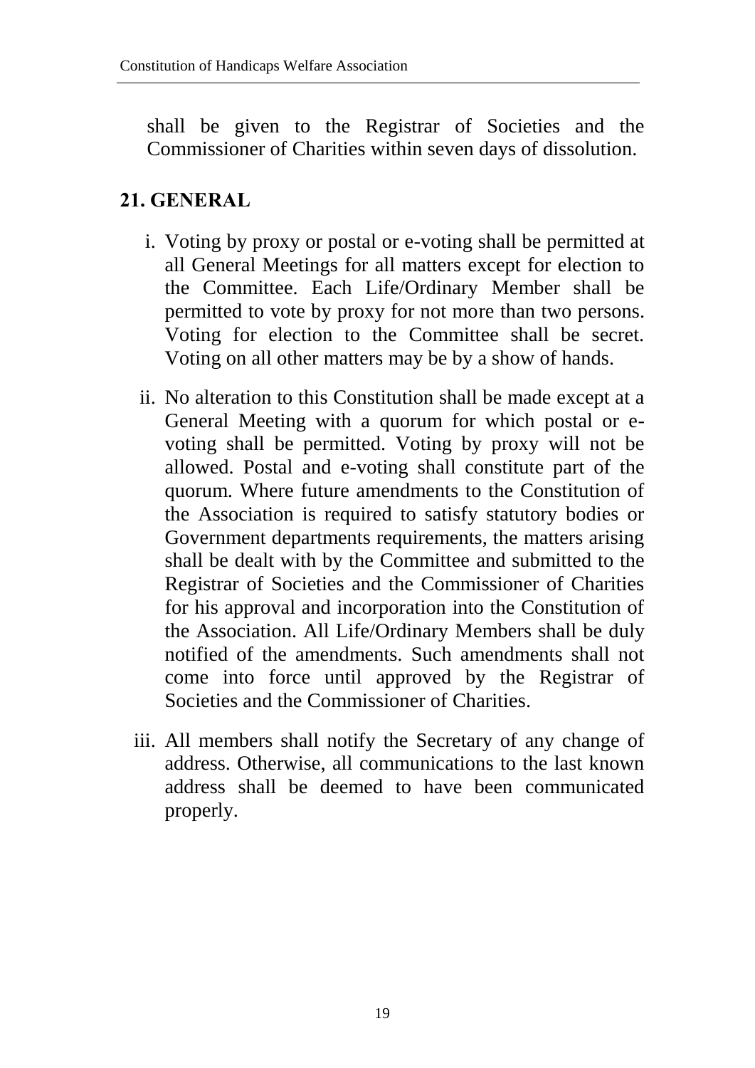shall be given to the Registrar of Societies and the Commissioner of Charities within seven days of dissolution.

## 21. GENERAL

i. Voting by proxy or postal or e-voting shall be permitted at all General Meetings for all matters except for election to the Committee. Each Life/Ordinary Member shall be permitted to vote by proxy for not more than two persons. Voting for election to the Committee shall be secret. Voting on all other matters may be by a show of hands.

ii. No alteration to this Constitution shall be made except at a General Meeting with a quorum for which postal or e-voting shall be permitted. Voting by proxy will not be allowed. Postal and e-voting shall constitute part of the quorum. Where future amendments to the Constitution of the Association is required to satisfy statutory bodies or Government departments requirements, the matters arising shall be dealt with by the Committee and submitted to the Registrar of Societies and the Commissioner of Charities for his approval and incorporation into the Constitution of the Association. All Life/Ordinary Members shall be duly notified of the amendments. Such amendments shall not come into force until approved by the Registrar of Societies and the Commissioner of Charities.

iii. All members shall notify the Secretary of any change of address. Otherwise, all communications to the last known address shall be deemed to have been communicated properly.